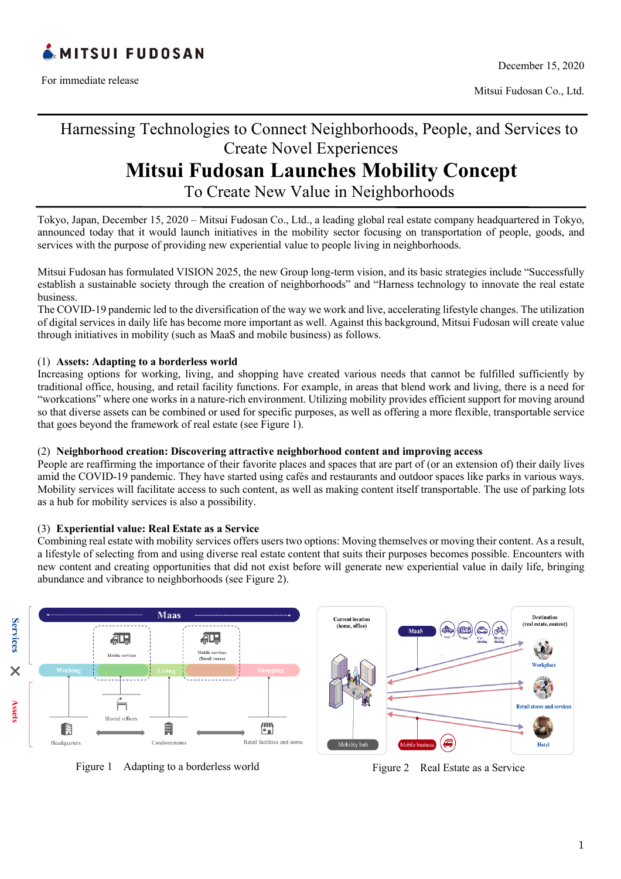MITSUI FUDOSAN

For immediate release

December 15, 2020

Mitsui Fudosan Co., Ltd.

Harnessing Technologies to Connect Neighborhoods, People, and Services to Create Novel Experiences

# Mitsui Fudosan Launches Mobility Concept

## To Create New Value in Neighborhoods

Tokyo, Japan, December 15, 2020 – Mitsui Fudosan Co., Ltd., a leading global real estate company headquartered in Tokyo, announced today that it would launch initiatives in the mobility sector focusing on transportation of people, goods, and services with the purpose of providing new experiential value to people living in neighborhoods.

Mitsui Fudosan has formulated VISION 2025, the new Group long-term vision, and its basic strategies include "Successfully establish a sustainable society through the creation of neighborhoods" and "Harness technology to innovate the real estate business.

The COVID-19 pandemic led to the diversification of the way we work and live, accelerating lifestyle changes. The utilization of digital services in daily life has become more important as well. Against this background, Mitsui Fudosan will create value through initiatives in mobility (such as MaaS and mobile business) as follows.

**(1) Assets: Adapting to a borderless world**

Increasing options for working, living, and shopping have created various needs that cannot be fulfilled sufficiently by traditional office, housing, and retail facility functions. For example, in areas that blend work and living, there is a need for "workcations" where one works in a nature-rich environment. Utilizing mobility provides efficient support for moving around so that diverse assets can be combined or used for specific purposes, as well as offering a more flexible, transportable service that goes beyond the framework of real estate (see Figure 1).

**(2) Neighborhood creation: Discovering attractive neighborhood content and improving access**

People are reaffirming the importance of their favorite places and spaces that are part of (or an extension of) their daily lives amid the COVID-19 pandemic. They have started using cafés and restaurants and outdoor spaces like parks in various ways. Mobility services will facilitate access to such content, as well as making content itself transportable. The use of parking lots as a hub for mobility services is also a possibility.

**(3) Experiential value: Real Estate as a Service**

Combining real estate with mobility services offers users two options: Moving themselves or moving their content. As a result, a lifestyle of selecting from and using diverse real estate content that suits their purposes becomes possible. Encounters with new content and creating opportunities that did not exist before will generate new experiential value in daily life, bringing abundance and vibrance to neighborhoods (see Figure 2).

Figure 1 Adapting to a borderless world

Figure 2 Real Estate as a Service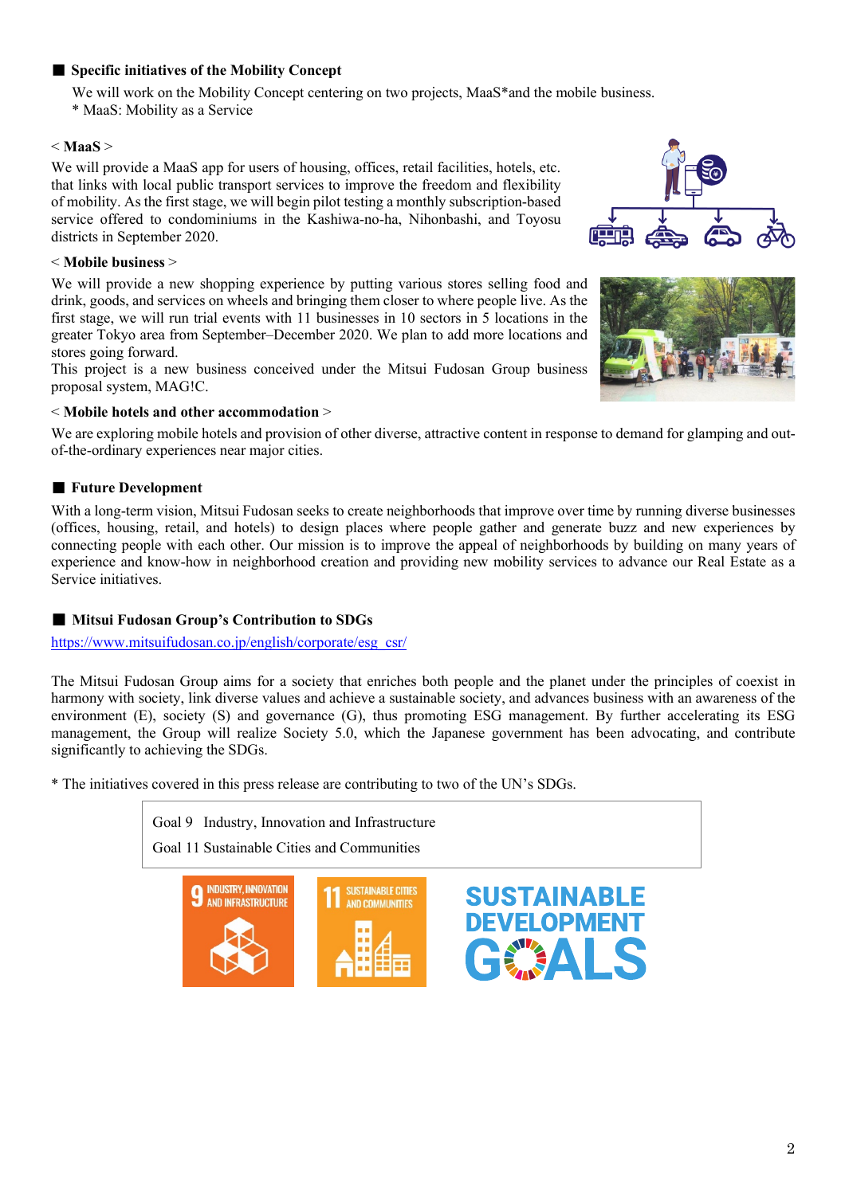## ■ Specific initiatives of the Mobility Concept

We will work on the Mobility Concept centering on two projects, MaaS*and the mobile business.
* MaaS: Mobility as a Service

### < MaaS >

We will provide a MaaS app for users of housing, offices, retail facilities, hotels, etc. that links with local public transport services to improve the freedom and flexibility of mobility. As the first stage, we will begin pilot testing a monthly subscription-based service offered to condominiums in the Kashiwa-no-ha, Nihonbashi, and Toyosu districts in September 2020.

### < Mobile business >

We will provide a new shopping experience by putting various stores selling food and drink, goods, and services on wheels and bringing them closer to where people live. As the first stage, we will run trial events with 11 businesses in 10 sectors in 5 locations in the greater Tokyo area from September–December 2020. We plan to add more locations and stores going forward.
This project is a new business conceived under the Mitsui Fudosan Group business proposal system, MAG!C.

### < Mobile hotels and other accommodation >

We are exploring mobile hotels and provision of other diverse, attractive content in response to demand for glamping and out-of-the-ordinary experiences near major cities.

## ■ Future Development

With a long-term vision, Mitsui Fudosan seeks to create neighborhoods that improve over time by running diverse businesses (offices, housing, retail, and hotels) to design places where people gather and generate buzz and new experiences by connecting people with each other. Our mission is to improve the appeal of neighborhoods by building on many years of experience and know-how in neighborhood creation and providing new mobility services to advance our Real Estate as a Service initiatives.

## ■ Mitsui Fudosan Group's Contribution to SDGs

https://www.mitsuifudosan.co.jp/english/corporate/esg_csr/

The Mitsui Fudosan Group aims for a society that enriches both people and the planet under the principles of coexist in harmony with society, link diverse values and achieve a sustainable society, and advances business with an awareness of the environment (E), society (S) and governance (G), thus promoting ESG management. By further accelerating its ESG management, the Group will realize Society 5.0, which the Japanese government has been advocating, and contribute significantly to achieving the SDGs.

* The initiatives covered in this press release are contributing to two of the UN's SDGs.

Goal 9 Industry, Innovation and Infrastructure
Goal 11 Sustainable Cities and Communities